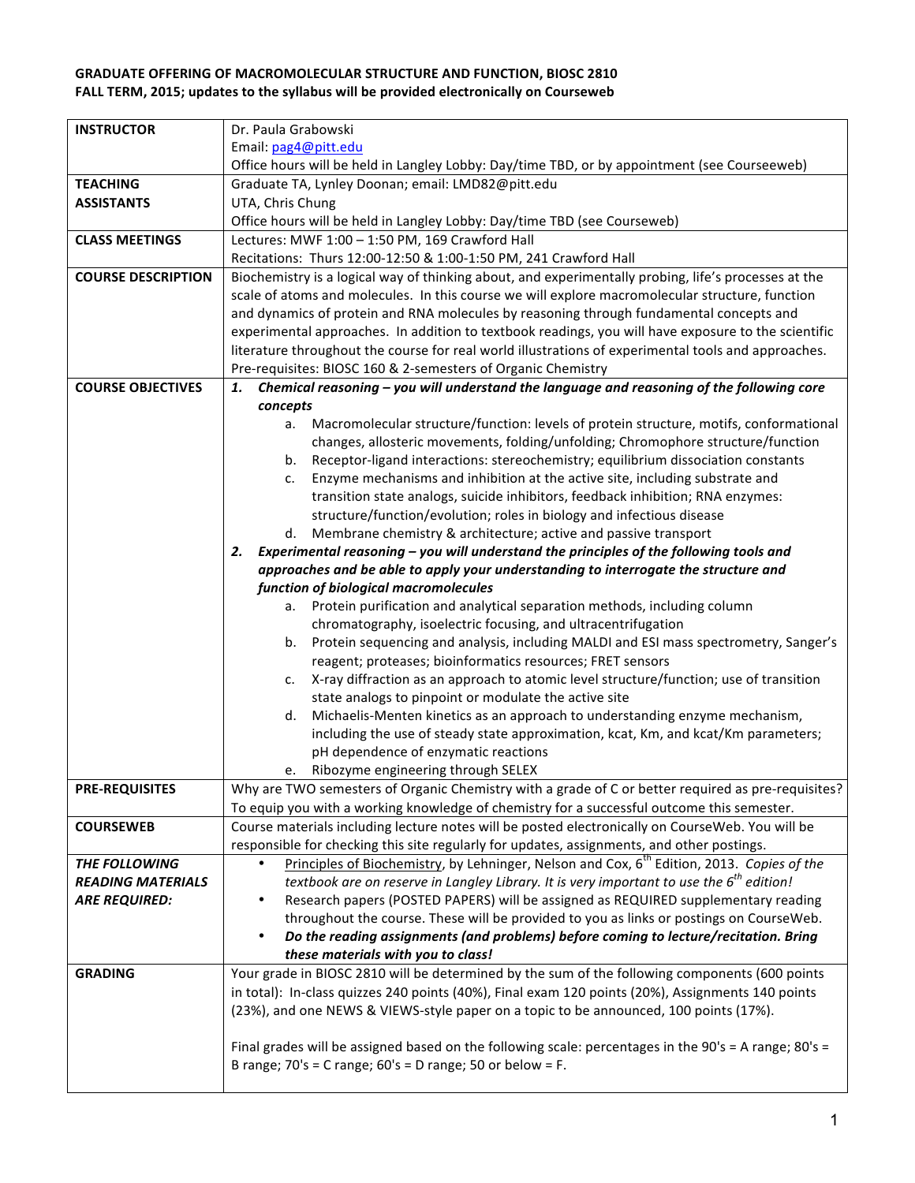**GRADUATE OFFERING OF MACROMOLECULAR STRUCTURE AND FUNCTION, BIOSC 2810**
**FALL TERM, 2015; updates to the syllabus will be provided electronically on Courseweb**

| | |
|---|---|
| **INSTRUCTOR** | Dr. Paula Grabowski<br>Email: pag4@pitt.edu<br>Office hours will be held in Langley Lobby: Day/time TBD, or by appointment (see Courseeweb) |
| **TEACHING ASSISTANTS** | Graduate TA, Lynley Doonan; email: LMD82@pitt.edu<br>UTA, Chris Chung<br>Office hours will be held in Langley Lobby: Day/time TBD (see Courseweb) |
| **CLASS MEETINGS** | Lectures: MWF 1:00 – 1:50 PM, 169 Crawford Hall<br>Recitations: Thurs 12:00-12:50 & 1:00-1:50 PM, 241 Crawford Hall |
| **COURSE DESCRIPTION** | Biochemistry is a logical way of thinking about, and experimentally probing, life's processes at the scale of atoms and molecules. In this course we will explore macromolecular structure, function and dynamics of protein and RNA molecules by reasoning through fundamental concepts and experimental approaches. In addition to textbook readings, you will have exposure to the scientific literature throughout the course for real world illustrations of experimental tools and approaches.<br>Pre-requisites: BIOSC 160 & 2-semesters of Organic Chemistry |
| **COURSE OBJECTIVES** | ***1. Chemical reasoning – you will understand the language and reasoning of the following core concepts***<br>a. Macromolecular structure/function: levels of protein structure, motifs, conformational changes, allosteric movements, folding/unfolding; Chromophore structure/function<br>b. Receptor-ligand interactions: stereochemistry; equilibrium dissociation constants<br>c. Enzyme mechanisms and inhibition at the active site, including substrate and transition state analogs, suicide inhibitors, feedback inhibition; RNA enzymes: structure/function/evolution; roles in biology and infectious disease<br>d. Membrane chemistry & architecture; active and passive transport<br>***2. Experimental reasoning – you will understand the principles of the following tools and approaches and be able to apply your understanding to interrogate the structure and function of biological macromolecules***<br>a. Protein purification and analytical separation methods, including column chromatography, isoelectric focusing, and ultracentrifugation<br>b. Protein sequencing and analysis, including MALDI and ESI mass spectrometry, Sanger's reagent; proteases; bioinformatics resources; FRET sensors<br>c. X-ray diffraction as an approach to atomic level structure/function; use of transition state analogs to pinpoint or modulate the active site<br>d. Michaelis-Menten kinetics as an approach to understanding enzyme mechanism, including the use of steady state approximation, kcat, Km, and kcat/Km parameters; pH dependence of enzymatic reactions<br>e. Ribozyme engineering through SELEX |
| **PRE-REQUISITES** | Why are TWO semesters of Organic Chemistry with a grade of C or better required as pre-requisites? To equip you with a working knowledge of chemistry for a successful outcome this semester. |
| **COURSEWEB** | Course materials including lecture notes will be posted electronically on CourseWeb. You will be responsible for checking this site regularly for updates, assignments, and other postings. |
| ***THE FOLLOWING READING MATERIALS ARE REQUIRED:*** | • Principles of Biochemistry, by Lehninger, Nelson and Cox, 6th Edition, 2013. *Copies of the textbook are on reserve in Langley Library. It is very important to use the 6th edition!*<br>• Research papers (POSTED PAPERS) will be assigned as REQUIRED supplementary reading throughout the course. These will be provided to you as links or postings on CourseWeb.<br>• ***Do the reading assignments (and problems) before coming to lecture/recitation. Bring these materials with you to class!*** |
| **GRADING** | Your grade in BIOSC 2810 will be determined by the sum of the following components (600 points in total): In-class quizzes 240 points (40%), Final exam 120 points (20%), Assignments 140 points (23%), and one NEWS & VIEWS-style paper on a topic to be announced, 100 points (17%).<br><br>Final grades will be assigned based on the following scale: percentages in the 90's = A range; 80's = B range; 70's = C range; 60's = D range; 50 or below = F. |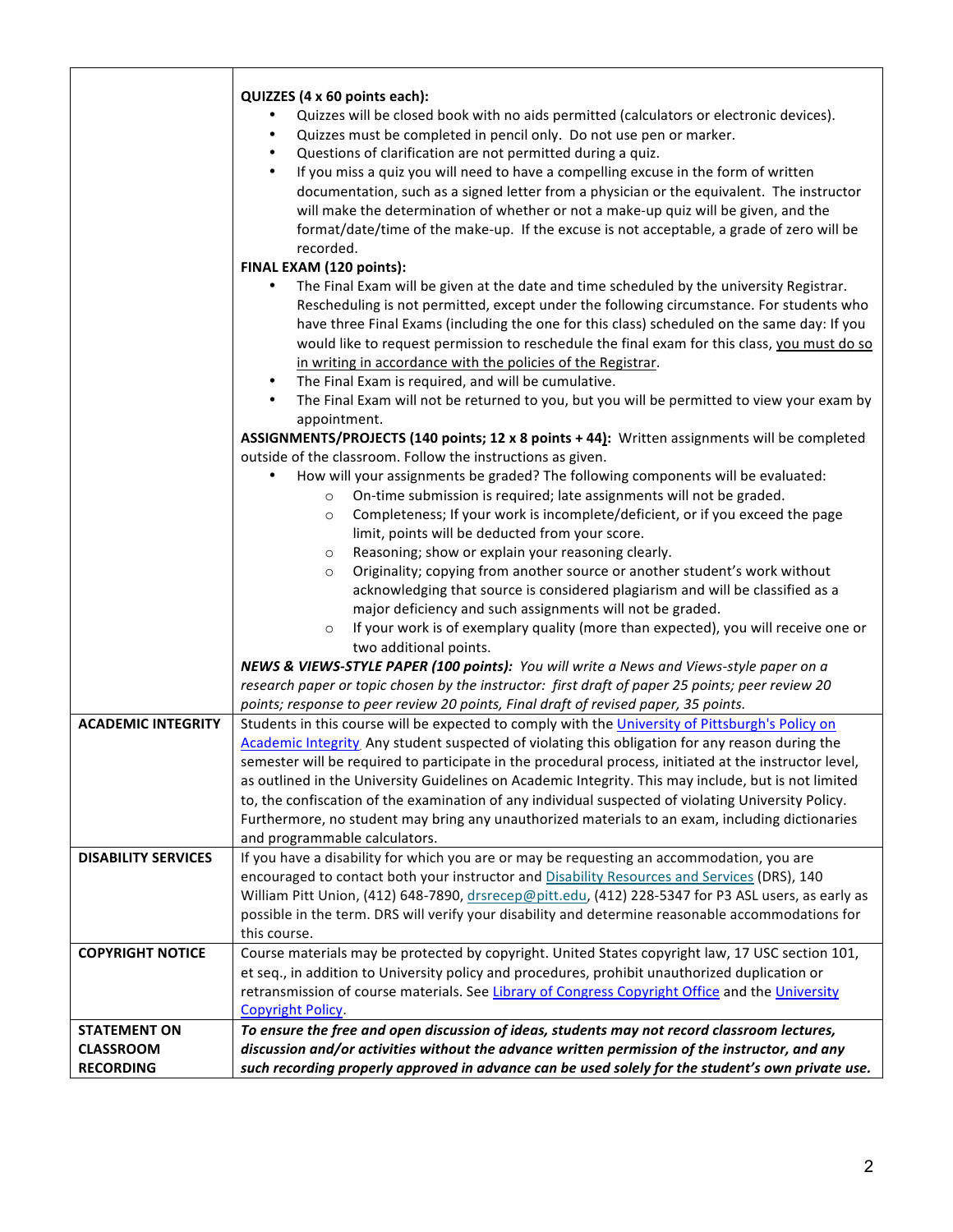| | |
|---|---|
| | **QUIZZES (4 x 60 points each):**<br>• Quizzes will be closed book with no aids permitted (calculators or electronic devices).<br>• Quizzes must be completed in pencil only. Do not use pen or marker.<br>• Questions of clarification are not permitted during a quiz.<br>• If you miss a quiz you will need to have a compelling excuse in the form of written documentation, such as a signed letter from a physician or the equivalent. The instructor will make the determination of whether or not a make-up quiz will be given, and the format/date/time of the make-up. If the excuse is not acceptable, a grade of zero will be recorded.<br>**FINAL EXAM (120 points):**<br>• The Final Exam will be given at the date and time scheduled by the university Registrar. Rescheduling is not permitted, except under the following circumstance. For students who have three Final Exams (including the one for this class) scheduled on the same day: If you would like to request permission to reschedule the final exam for this class, you must do so in writing in accordance with the policies of the Registrar.<br>• The Final Exam is required, and will be cumulative.<br>• The Final Exam will not be returned to you, but you will be permitted to view your exam by appointment.<br>**ASSIGNMENTS/PROJECTS (140 points; 12 x 8 points + 44):** Written assignments will be completed outside of the classroom. Follow the instructions as given.<br>• How will your assignments be graded? The following components will be evaluated:<br>  ○ On-time submission is required; late assignments will not be graded.<br>  ○ Completeness; If your work is incomplete/deficient, or if you exceed the page limit, points will be deducted from your score.<br>  ○ Reasoning; show or explain your reasoning clearly.<br>  ○ Originality; copying from another source or another student's work without acknowledging that source is considered plagiarism and will be classified as a major deficiency and such assignments will not be graded.<br>  ○ If your work is of exemplary quality (more than expected), you will receive one or two additional points.<br>***NEWS & VIEWS-STYLE PAPER (100 points):*** *You will write a News and Views-style paper on a research paper or topic chosen by the instructor: first draft of paper 25 points; peer review 20 points; response to peer review 20 points, Final draft of revised paper, 35 points.* |
| **ACADEMIC INTEGRITY** | Students in this course will be expected to comply with the University of Pittsburgh's Policy on Academic Integrity. Any student suspected of violating this obligation for any reason during the semester will be required to participate in the procedural process, initiated at the instructor level, as outlined in the University Guidelines on Academic Integrity. This may include, but is not limited to, the confiscation of the examination of any individual suspected of violating University Policy. Furthermore, no student may bring any unauthorized materials to an exam, including dictionaries and programmable calculators. |
| **DISABILITY SERVICES** | If you have a disability for which you are or may be requesting an accommodation, you are encouraged to contact both your instructor and Disability Resources and Services (DRS), 140 William Pitt Union, (412) 648-7890, drsrecep@pitt.edu, (412) 228-5347 for P3 ASL users, as early as possible in the term. DRS will verify your disability and determine reasonable accommodations for this course. |
| **COPYRIGHT NOTICE** | Course materials may be protected by copyright. United States copyright law, 17 USC section 101, et seq., in addition to University policy and procedures, prohibit unauthorized duplication or retransmission of course materials. See Library of Congress Copyright Office and the University Copyright Policy. |
| **STATEMENT ON CLASSROOM RECORDING** | ***To ensure the free and open discussion of ideas, students may not record classroom lectures, discussion and/or activities without the advance written permission of the instructor, and any such recording properly approved in advance can be used solely for the student's own private use.*** |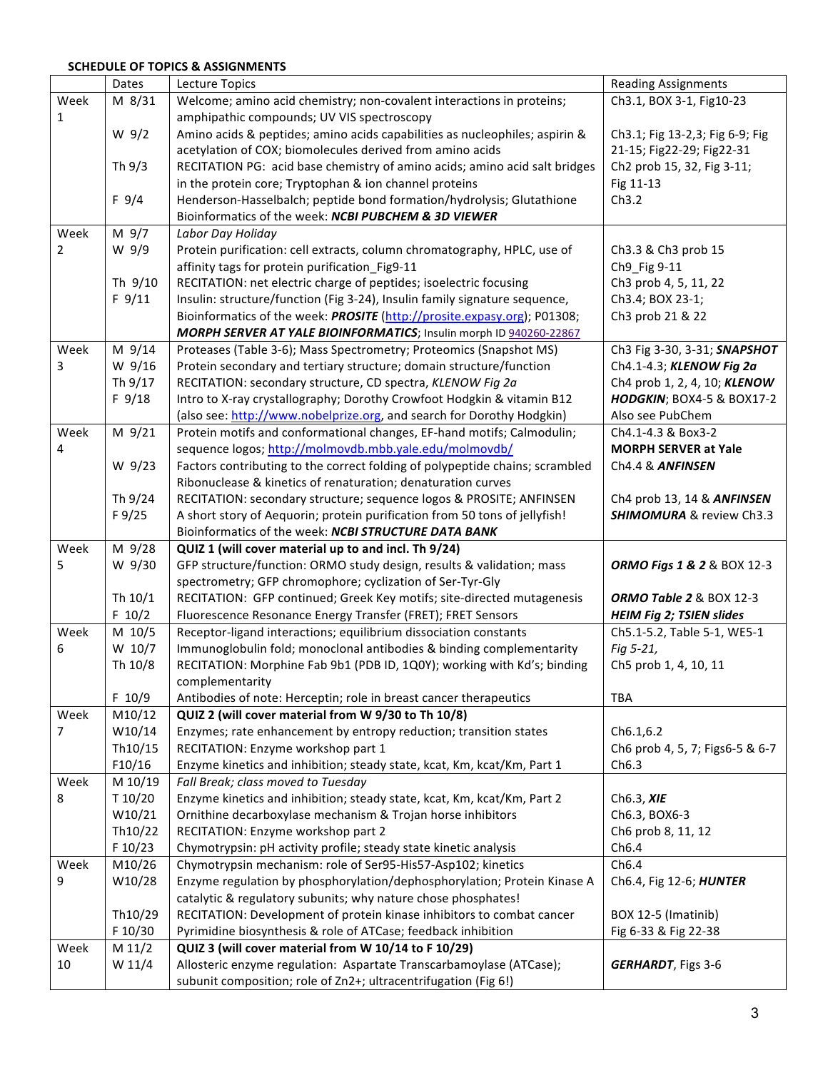**SCHEDULE OF TOPICS & ASSIGNMENTS**

| | Dates | Lecture Topics | Reading Assignments |
|---|---|---|---|
| Week 1 | M 8/31 | Welcome; amino acid chemistry; non-covalent interactions in proteins; amphipathic compounds; UV VIS spectroscopy | Ch3.1, BOX 3-1, Fig10-23 |
| | W 9/2 | Amino acids & peptides; amino acids capabilities as nucleophiles; aspirin & acetylation of COX; biomolecules derived from amino acids | Ch3.1; Fig 13-2,3; Fig 6-9; Fig 21-15; Fig22-29; Fig22-31 |
| | Th 9/3 | RECITATION PG: acid base chemistry of amino acids; amino acid salt bridges in the protein core; Tryptophan & ion channel proteins | Ch2 prob 15, 32, Fig 3-11; Fig 11-13 |
| | F 9/4 | Henderson-Hasselbalch; peptide bond formation/hydrolysis; Glutathione Bioinformatics of the week: ***NCBI PUBCHEM & 3D VIEWER*** | Ch3.2 |
| Week 2 | M 9/7 | *Labor Day Holiday* | |
| | W 9/9 | Protein purification: cell extracts, column chromatography, HPLC, use of affinity tags for protein purification_Fig9-11 | Ch3.3 & Ch3 prob 15 Ch9_Fig 9-11 |
| | Th 9/10 | RECITATION: net electric charge of peptides; isoelectric focusing | Ch3 prob 4, 5, 11, 22 |
| | F 9/11 | Insulin: structure/function (Fig 3-24), Insulin family signature sequence, Bioinformatics of the week: ***PROSITE*** (http://prosite.expasy.org); P01308; ***MORPH SERVER AT YALE BIOINFORMATICS***; Insulin morph ID 940260-22867 | Ch3.4; BOX 23-1; Ch3 prob 21 & 22 |
| Week 3 | M 9/14 | Proteases (Table 3-6); Mass Spectrometry; Proteomics (Snapshot MS) | Ch3 Fig 3-30, 3-31; ***SNAPSHOT*** |
| | W 9/16 | Protein secondary and tertiary structure; domain structure/function | Ch4.1-4.3; ***KLENOW Fig 2a*** |
| | Th 9/17 | RECITATION: secondary structure, CD spectra, *KLENOW Fig 2a* | Ch4 prob 1, 2, 4, 10; ***KLENOW HODGKIN***; BOX4-5 & BOX17-2 |
| | F 9/18 | Intro to X-ray crystallography; Dorothy Crowfoot Hodgkin & vitamin B12 (also see: http://www.nobelprize.org, and search for Dorothy Hodgkin) | Also see PubChem |
| Week 4 | M 9/21 | Protein motifs and conformational changes, EF-hand motifs; Calmodulin; sequence logos; http://molmovdb.mbb.yale.edu/molmovdb/ | Ch4.1-4.3 & Box3-2 **MORPH SERVER at Yale** |
| | W 9/23 | Factors contributing to the correct folding of polypeptide chains; scrambled Ribonuclease & kinetics of renaturation; denaturation curves | Ch4.4 & ***ANFINSEN*** |
| | Th 9/24 | RECITATION: secondary structure; sequence logos & PROSITE; ANFINSEN | Ch4 prob 13, 14 & ***ANFINSEN*** |
| | F 9/25 | A short story of Aequorin; protein purification from 50 tons of jellyfish! Bioinformatics of the week: ***NCBI STRUCTURE DATA BANK*** | ***SHIMOMURA*** & review Ch3.3 |
| Week 5 | M 9/28 | **QUIZ 1 (will cover material up to and incl. Th 9/24)** | |
| | W 9/30 | GFP structure/function: ORMO study design, results & validation; mass spectrometry; GFP chromophore; cyclization of Ser-Tyr-Gly | ***ORMO Figs 1 & 2*** & BOX 12-3 |
| | Th 10/1 | RECITATION: GFP continued; Greek Key motifs; site-directed mutagenesis | ***ORMO Table 2*** & BOX 12-3 |
| | F 10/2 | Fluorescence Resonance Energy Transfer (FRET); FRET Sensors | ***HEIM Fig 2; TSIEN slides*** |
| Week 6 | M 10/5 | Receptor-ligand interactions; equilibrium dissociation constants | Ch5.1-5.2, Table 5-1, WE5-1 |
| | W 10/7 | Immunoglobulin fold; monoclonal antibodies & binding complementarity | *Fig 5-21,* |
| | Th 10/8 | RECITATION: Morphine Fab 9b1 (PDB ID, 1Q0Y); working with Kd's; binding complementarity | Ch5 prob 1, 4, 10, 11 |
| | F 10/9 | Antibodies of note: Herceptin; role in breast cancer therapeutics | TBA |
| Week 7 | M10/12 | **QUIZ 2 (will cover material from W 9/30 to Th 10/8)** | |
| | W10/14 | Enzymes; rate enhancement by entropy reduction; transition states | Ch6.1,6.2 |
| | Th10/15 | RECITATION: Enzyme workshop part 1 | Ch6 prob 4, 5, 7; Figs6-5 & 6-7 |
| | F10/16 | Enzyme kinetics and inhibition; steady state, kcat, Km, kcat/Km, Part 1 | Ch6.3 |
| Week 8 | M 10/19 | *Fall Break; class moved to Tuesday* | |
| | T 10/20 | Enzyme kinetics and inhibition; steady state, kcat, Km, kcat/Km, Part 2 | Ch6.3, ***XIE*** |
| | W10/21 | Ornithine decarboxylase mechanism & Trojan horse inhibitors | Ch6.3, BOX6-3 |
| | Th10/22 | RECITATION: Enzyme workshop part 2 | Ch6 prob 8, 11, 12 |
| | F 10/23 | Chymotrypsin: pH activity profile; steady state kinetic analysis | Ch6.4 |
| Week 9 | M10/26 | Chymotrypsin mechanism: role of Ser95-His57-Asp102; kinetics | Ch6.4 |
| | W10/28 | Enzyme regulation by phosphorylation/dephosphorylation; Protein Kinase A catalytic & regulatory subunits; why nature chose phosphates! | Ch6.4, Fig 12-6; ***HUNTER*** |
| | Th10/29 | RECITATION: Development of protein kinase inhibitors to combat cancer | BOX 12-5 (Imatinib) |
| | F 10/30 | Pyrimidine biosynthesis & role of ATCase; feedback inhibition | Fig 6-33 & Fig 22-38 |
| Week 10 | M 11/2 | **QUIZ 3 (will cover material from W 10/14 to F 10/29)** | |
| | W 11/4 | Allosteric enzyme regulation: Aspartate Transcarbamoylase (ATCase); subunit composition; role of $Zn^{2+}$; ultracentrifugation (Fig 6!) | ***GERHARDT***, Figs 3-6 |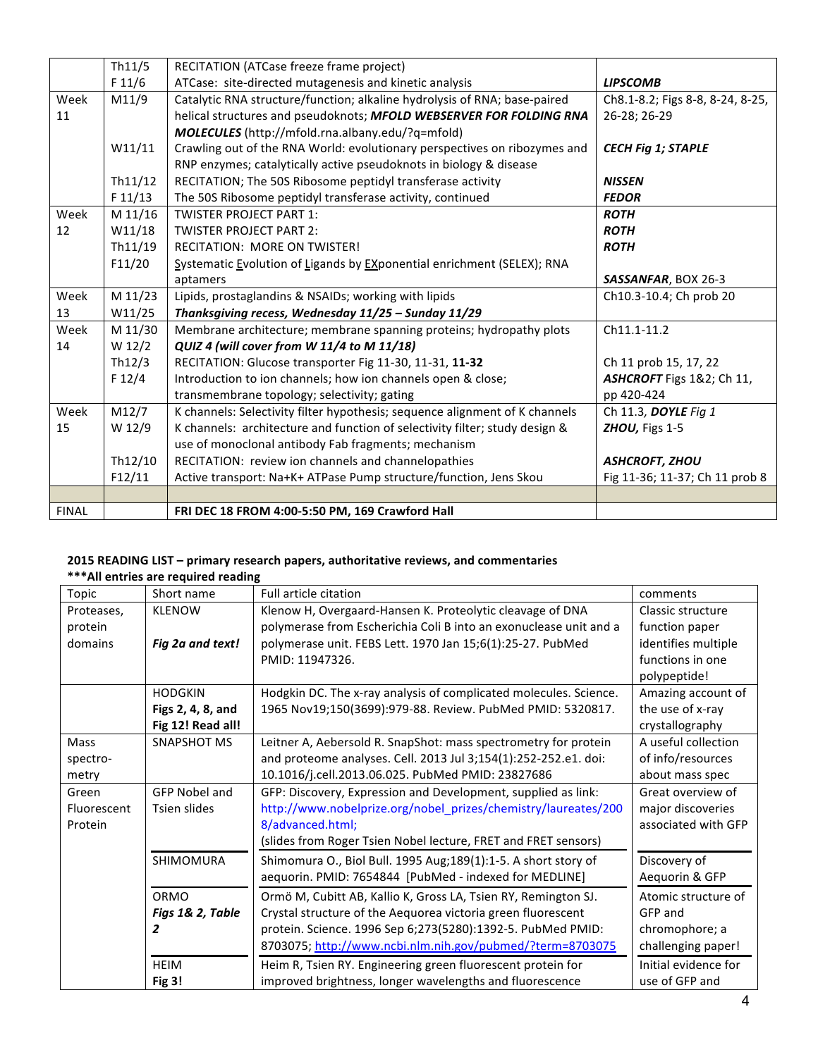| | | | |
|---|---|---|---|
| | Th11/5 | RECITATION (ATCase freeze frame project) | |
| | F 11/6 | ATCase: site-directed mutagenesis and kinetic analysis | ***LIPSCOMB*** |
| Week 11 | M11/9 | Catalytic RNA structure/function; alkaline hydrolysis of RNA; base-paired helical structures and pseudoknots; ***MFOLD WEBSERVER FOR FOLDING RNA MOLECULES*** (http://mfold.rna.albany.edu/?q=mfold) | Ch8.1-8.2; Figs 8-8, 8-24, 8-25, 26-28; 26-29 |
| | W11/11 | Crawling out of the RNA World: evolutionary perspectives on ribozymes and RNP enzymes; catalytically active pseudoknots in biology & disease | ***CECH Fig 1; STAPLE*** |
| | Th11/12 | RECITATION; The 50S Ribosome peptidyl transferase activity | ***NISSEN*** |
| | F 11/13 | The 50S Ribosome peptidyl transferase activity, continued | ***FEDOR*** |
| Week 12 | M 11/16 | TWISTER PROJECT PART 1: | ***ROTH*** |
| | W11/18 | TWISTER PROJECT PART 2: | ***ROTH*** |
| | Th11/19 | RECITATION: MORE ON TWISTER! | ***ROTH*** |
| | F11/20 | Systematic Evolution of Ligands by EXponential enrichment (SELEX); RNA aptamers | ***SASSANFAR***, BOX 26-3 |
| Week 13 | M 11/23 | Lipids, prostaglandins & NSAIDs; working with lipids | Ch10.3-10.4; Ch prob 20 |
| | W11/25 | ***Thanksgiving recess, Wednesday 11/25 – Sunday 11/29*** | |
| Week 14 | M 11/30 | Membrane architecture; membrane spanning proteins; hydropathy plots | Ch11.1-11.2 |
| | W 12/2 | ***QUIZ 4 (will cover from W 11/4 to M 11/18)*** | |
| | Th12/3 | RECITATION: Glucose transporter Fig 11-30, 11-31, **11-32** | Ch 11 prob 15, 17, 22 |
| | F 12/4 | Introduction to ion channels; how ion channels open & close; transmembrane topology; selectivity; gating | ***ASHCROFT*** Figs 1&2; Ch 11, pp 420-424 |
| Week 15 | M12/7 | K channels: Selectivity filter hypothesis; sequence alignment of K channels | Ch 11.3, ***DOYLE*** *Fig 1* |
| | W 12/9 | K channels: architecture and function of selectivity filter; study design & use of monoclonal antibody Fab fragments; mechanism | ***ZHOU,*** Figs 1-5 |
| | Th12/10 | RECITATION: review ion channels and channelopathies | ***ASHCROFT, ZHOU*** |
| | F12/11 | Active transport: Na+K+ ATPase Pump structure/function, Jens Skou | Fig 11-36; 11-37; Ch 11 prob 8 |
| | | | |
| FINAL | | **FRI DEC 18 FROM 4:00-5:50 PM, 169 Crawford Hall** | |

**2015 READING LIST – primary research papers, authoritative reviews, and commentaries**

**\*\*\*All entries are required reading**

| Topic | Short name | Full article citation | comments |
|---|---|---|---|
| Proteases, protein domains | KLENOW *Fig 2a and text!* | Klenow H, Overgaard-Hansen K. Proteolytic cleavage of DNA polymerase from Escherichia Coli B into an exonuclease unit and a polymerase unit. FEBS Lett. 1970 Jan 15;6(1):25-27. PubMed PMID: 11947326. | Classic structure function paper identifies multiple functions in one polypeptide! |
| | HODGKIN **Figs 2, 4, 8, and Fig 12! Read all!** | Hodgkin DC. The x-ray analysis of complicated molecules. Science. 1965 Nov19;150(3699):979-88. Review. PubMed PMID: 5320817. | Amazing account of the use of x-ray crystallography |
| Mass spectro-metry | SNAPSHOT MS | Leitner A, Aebersold R. SnapShot: mass spectrometry for protein and proteome analyses. Cell. 2013 Jul 3;154(1):252-252.e1. doi: 10.1016/j.cell.2013.06.025. PubMed PMID: 23827686 | A useful collection of info/resources about mass spec |
| Green Fluorescent Protein | GFP Nobel and Tsien slides | GFP: Discovery, Expression and Development, supplied as link: http://www.nobelprize.org/nobel_prizes/chemistry/laureates/2008/advanced.html; (slides from Roger Tsien Nobel lecture, FRET and FRET sensors) | Great overview of major discoveries associated with GFP |
| | SHIMOMURA | Shimomura O., Biol Bull. 1995 Aug;189(1):1-5. A short story of aequorin. PMID: 7654844 [PubMed - indexed for MEDLINE] | Discovery of Aequorin & GFP |
| | ORMO ***Figs 1& 2, Table 2*** | Ormö M, Cubitt AB, Kallio K, Gross LA, Tsien RY, Remington SJ. Crystal structure of the Aequorea victoria green fluorescent protein. Science. 1996 Sep 6;273(5280):1392-5. PubMed PMID: 8703075; http://www.ncbi.nlm.nih.gov/pubmed/?term=8703075 | Atomic structure of GFP and chromophore; a challenging paper! |
| | HEIM **Fig 3!** | Heim R, Tsien RY. Engineering green fluorescent protein for improved brightness, longer wavelengths and fluorescence | Initial evidence for use of GFP and |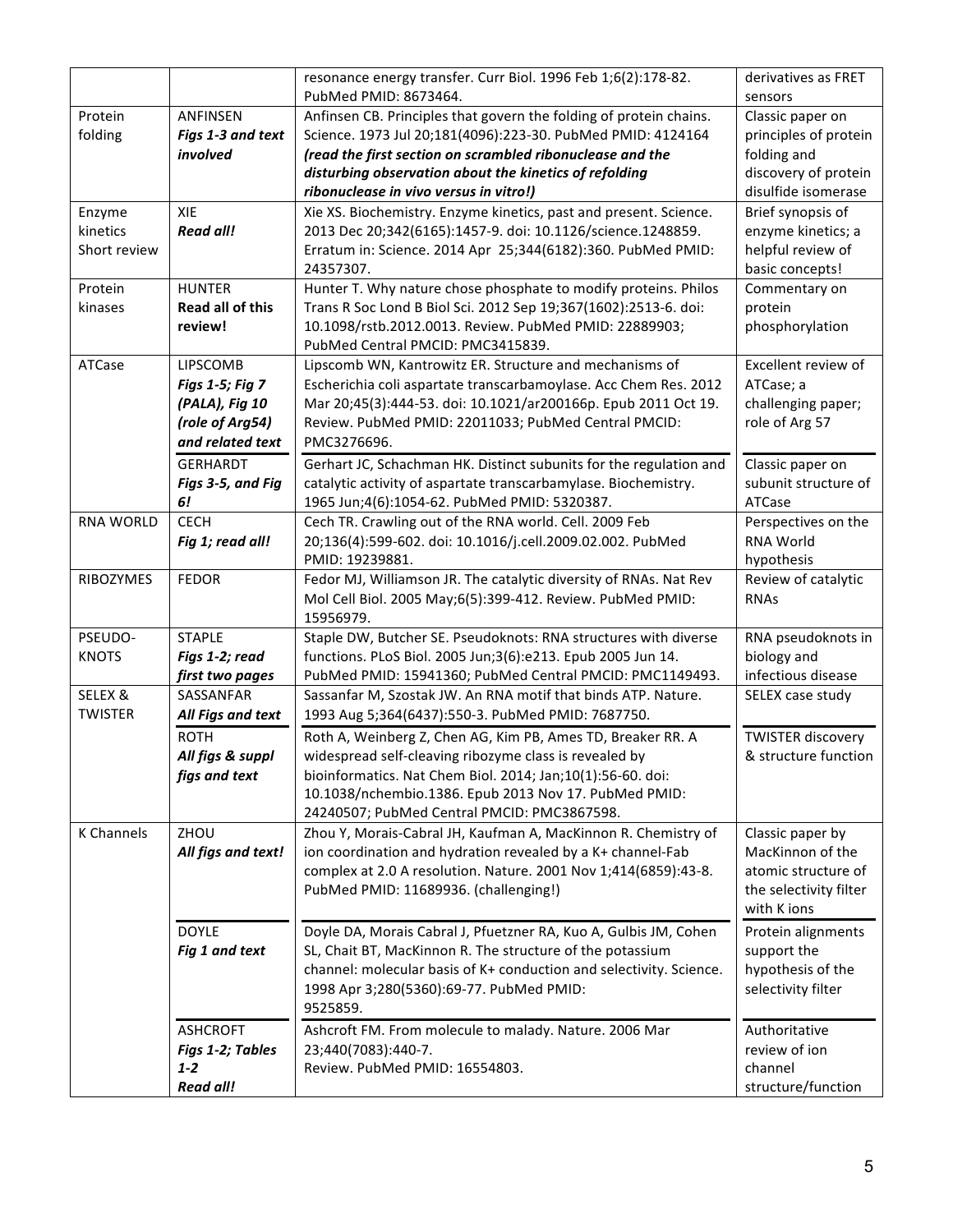| | | | |
|---|---|---|---|
| | | resonance energy transfer. Curr Biol. 1996 Feb 1;6(2):178-82. PubMed PMID: 8673464. | derivatives as FRET sensors |
| Protein folding | ANFINSEN ***Figs 1-3 and text involved*** | Anfinsen CB. Principles that govern the folding of protein chains. Science. 1973 Jul 20;181(4096):223-30. PubMed PMID: 4124164 ***(read the first section on scrambled ribonuclease and the disturbing observation about the kinetics of refolding ribonuclease in vivo versus in vitro!)*** | Classic paper on principles of protein folding and discovery of protein disulfide isomerase |
| Enzyme kinetics Short review | XIE ***Read all!*** | Xie XS. Biochemistry. Enzyme kinetics, past and present. Science. 2013 Dec 20;342(6165):1457-9. doi: 10.1126/science.1248859. Erratum in: Science. 2014 Apr 25;344(6182):360. PubMed PMID: 24357307. | Brief synopsis of enzyme kinetics; a helpful review of basic concepts! |
| Protein kinases | HUNTER **Read all of this review!** | Hunter T. Why nature chose phosphate to modify proteins. Philos Trans R Soc Lond B Biol Sci. 2012 Sep 19;367(1602):2513-6. doi: 10.1098/rstb.2012.0013. Review. PubMed PMID: 22889903; PubMed Central PMCID: PMC3415839. | Commentary on protein phosphorylation |
| ATCase | LIPSCOMB ***Figs 1-5; Fig 7 (PALA), Fig 10 (role of Arg54) and related text*** | Lipscomb WN, Kantrowitz ER. Structure and mechanisms of Escherichia coli aspartate transcarbamoylase. Acc Chem Res. 2012 Mar 20;45(3):444-53. doi: 10.1021/ar200166p. Epub 2011 Oct 19. Review. PubMed PMID: 22011033; PubMed Central PMCID: PMC3276696. | Excellent review of ATCase; a challenging paper; role of Arg 57 |
| | GERHARDT ***Figs 3-5, and Fig 6!*** | Gerhart JC, Schachman HK. Distinct subunits for the regulation and catalytic activity of aspartate transcarbamylase. Biochemistry. 1965 Jun;4(6):1054-62. PubMed PMID: 5320387. | Classic paper on subunit structure of ATCase |
| RNA WORLD | CECH ***Fig 1; read all!*** | Cech TR. Crawling out of the RNA world. Cell. 2009 Feb 20;136(4):599-602. doi: 10.1016/j.cell.2009.02.002. PubMed PMID: 19239881. | Perspectives on the RNA World hypothesis |
| RIBOZYMES | FEDOR | Fedor MJ, Williamson JR. The catalytic diversity of RNAs. Nat Rev Mol Cell Biol. 2005 May;6(5):399-412. Review. PubMed PMID: 15956979. | Review of catalytic RNAs |
| PSEUDO-KNOTS | STAPLE ***Figs 1-2; read first two pages*** | Staple DW, Butcher SE. Pseudoknots: RNA structures with diverse functions. PLoS Biol. 2005 Jun;3(6):e213. Epub 2005 Jun 14. PubMed PMID: 15941360; PubMed Central PMCID: PMC1149493. | RNA pseudoknots in biology and infectious disease |
| SELEX & TWISTER | SASSANFAR ***All Figs and text*** | Sassanfar M, Szostak JW. An RNA motif that binds ATP. Nature. 1993 Aug 5;364(6437):550-3. PubMed PMID: 7687750. | SELEX case study |
| | ROTH ***All figs & suppl figs and text*** | Roth A, Weinberg Z, Chen AG, Kim PB, Ames TD, Breaker RR. A widespread self-cleaving ribozyme class is revealed by bioinformatics. Nat Chem Biol. 2014; Jan;10(1):56-60. doi: 10.1038/nchembio.1386. Epub 2013 Nov 17. PubMed PMID: 24240507; PubMed Central PMCID: PMC3867598. | TWISTER discovery & structure function |
| K Channels | ZHOU ***All figs and text!*** | Zhou Y, Morais-Cabral JH, Kaufman A, MacKinnon R. Chemistry of ion coordination and hydration revealed by a K+ channel-Fab complex at 2.0 A resolution. Nature. 2001 Nov 1;414(6859):43-8. PubMed PMID: 11689936. (challenging!) | Classic paper by MacKinnon of the atomic structure of the selectivity filter with K ions |
| | DOYLE ***Fig 1 and text*** | Doyle DA, Morais Cabral J, Pfuetzner RA, Kuo A, Gulbis JM, Cohen SL, Chait BT, MacKinnon R. The structure of the potassium channel: molecular basis of K+ conduction and selectivity. Science. 1998 Apr 3;280(5360):69-77. PubMed PMID: 9525859. | Protein alignments support the hypothesis of the selectivity filter |
| | ASHCROFT ***Figs 1-2; Tables 1-2 Read all!*** | Ashcroft FM. From molecule to malady. Nature. 2006 Mar 23;440(7083):440-7. Review. PubMed PMID: 16554803. | Authoritative review of ion channel structure/function |